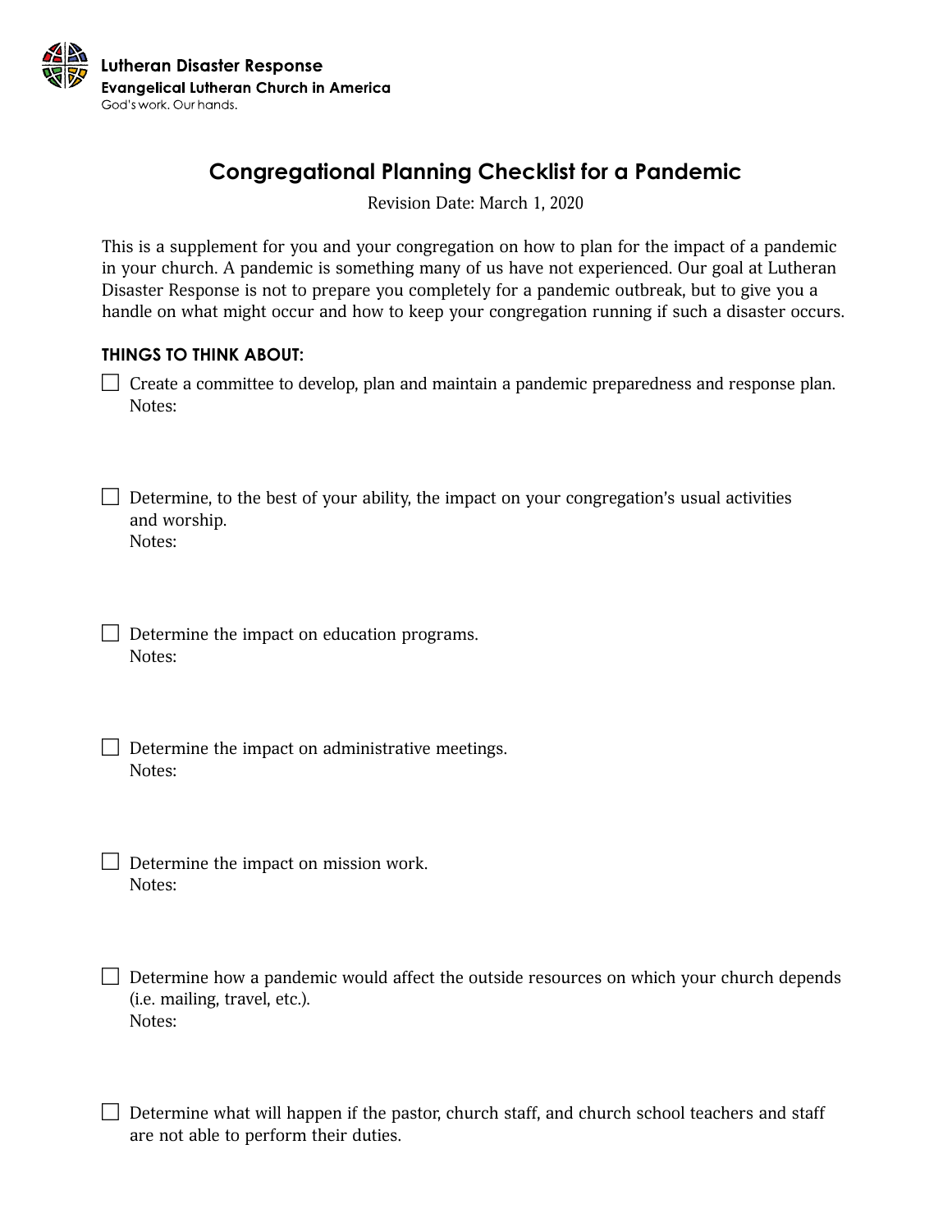Lutheran Disaster Response
Evangelical Lutheran Church in America
God's work. Our hands.

# Congregational Planning Checklist for a Pandemic

Revision Date: March 1, 2020

This is a supplement for you and your congregation on how to plan for the impact of a pandemic in your church. A pandemic is something many of us have not experienced. Our goal at Lutheran Disaster Response is not to prepare you completely for a pandemic outbreak, but to give you a handle on what might occur and how to keep your congregation running if such a disaster occurs.

**THINGS TO THINK ABOUT:**

- [ ] Create a committee to develop, plan and maintain a pandemic preparedness and response plan.
  Notes:

- [ ] Determine, to the best of your ability, the impact on your congregation's usual activities and worship.
  Notes:

- [ ] Determine the impact on education programs.
  Notes:

- [ ] Determine the impact on administrative meetings.
  Notes:

- [ ] Determine the impact on mission work.
  Notes:

- [ ] Determine how a pandemic would affect the outside resources on which your church depends (i.e. mailing, travel, etc.).
  Notes:

- [ ] Determine what will happen if the pastor, church staff, and church school teachers and staff are not able to perform their duties.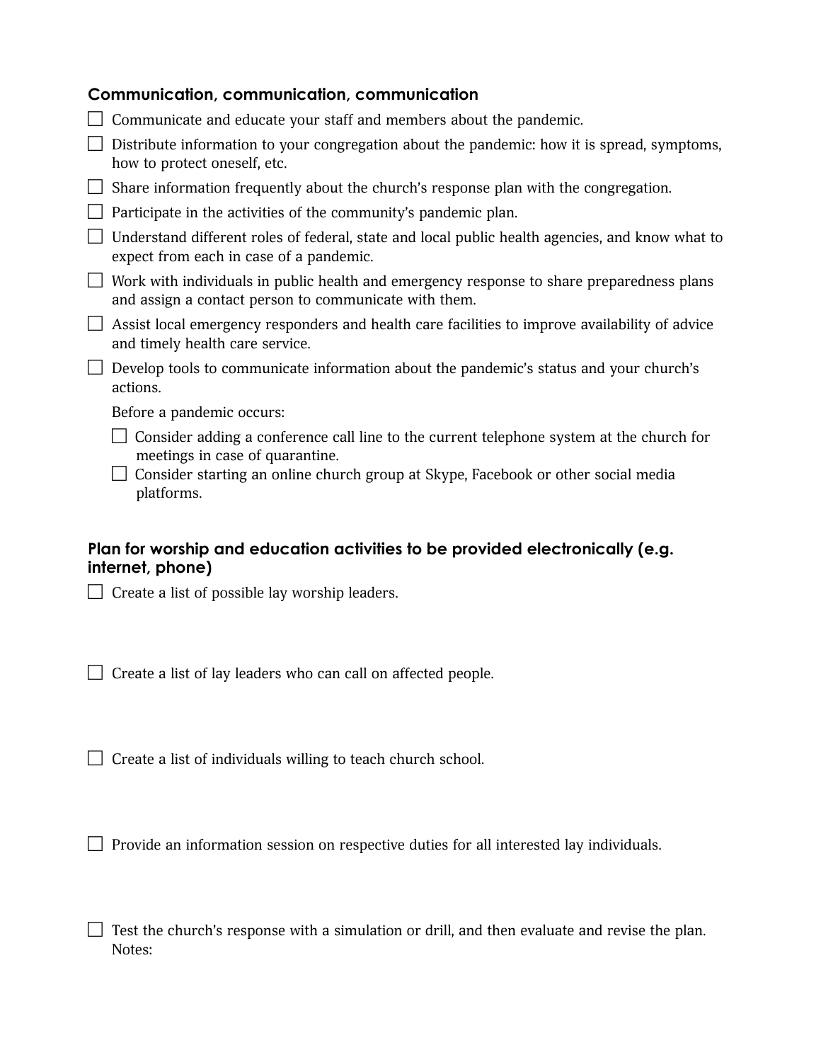## Communication, communication, communication

- [ ] Communicate and educate your staff and members about the pandemic.
- [ ] Distribute information to your congregation about the pandemic: how it is spread, symptoms, how to protect oneself, etc.
- [ ] Share information frequently about the church's response plan with the congregation.
- [ ] Participate in the activities of the community's pandemic plan.
- [ ] Understand different roles of federal, state and local public health agencies, and know what to expect from each in case of a pandemic.
- [ ] Work with individuals in public health and emergency response to share preparedness plans and assign a contact person to communicate with them.
- [ ] Assist local emergency responders and health care facilities to improve availability of advice and timely health care service.
- [ ] Develop tools to communicate information about the pandemic's status and your church's actions.

  Before a pandemic occurs:

  - [ ] Consider adding a conference call line to the current telephone system at the church for meetings in case of quarantine.
  - [ ] Consider starting an online church group at Skype, Facebook or other social media platforms.

## Plan for worship and education activities to be provided electronically (e.g. internet, phone)

- [ ] Create a list of possible lay worship leaders.

- [ ] Create a list of lay leaders who can call on affected people.

- [ ] Create a list of individuals willing to teach church school.

- [ ] Provide an information session on respective duties for all interested lay individuals.

- [ ] Test the church's response with a simulation or drill, and then evaluate and revise the plan.
  Notes: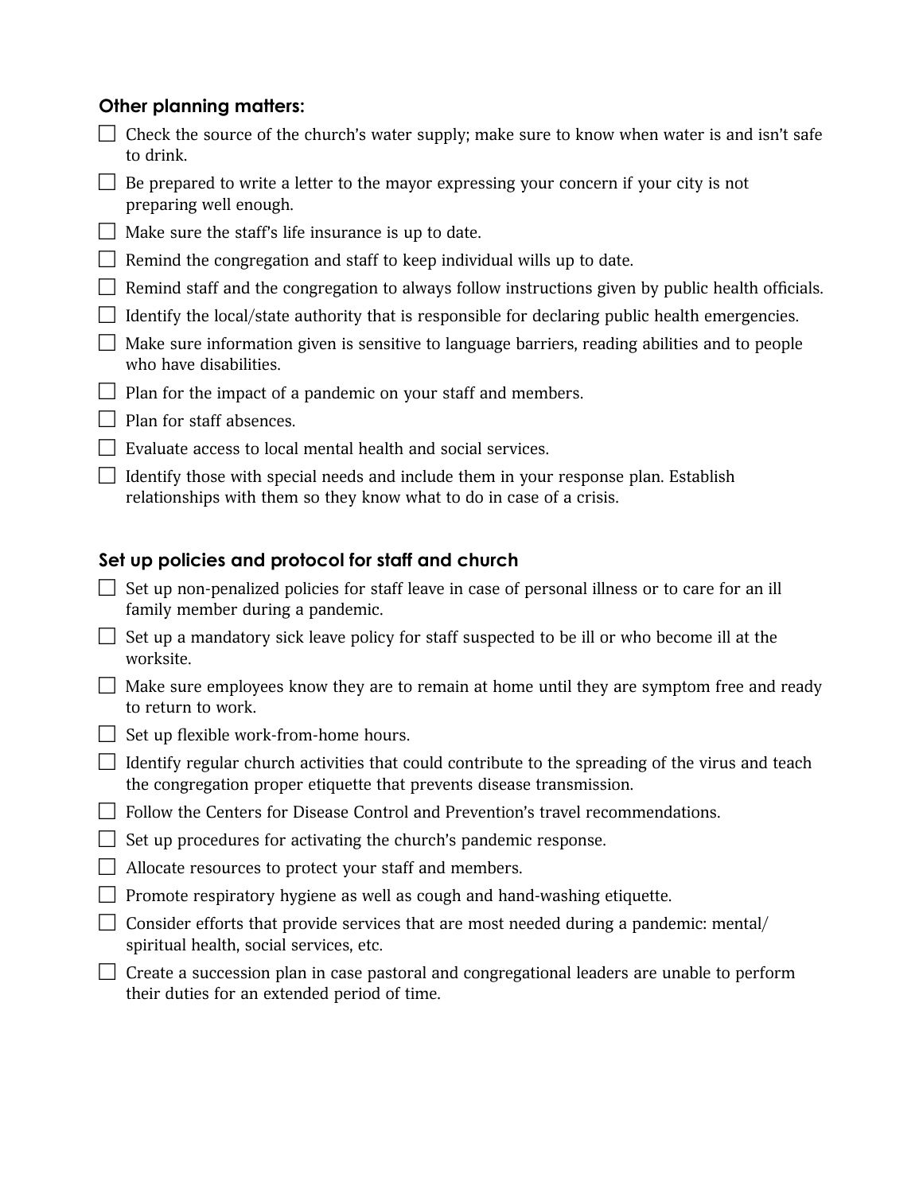### Other planning matters:

- [ ] Check the source of the church's water supply; make sure to know when water is and isn't safe to drink.
- [ ] Be prepared to write a letter to the mayor expressing your concern if your city is not preparing well enough.
- [ ] Make sure the staff's life insurance is up to date.
- [ ] Remind the congregation and staff to keep individual wills up to date.
- [ ] Remind staff and the congregation to always follow instructions given by public health officials.
- [ ] Identify the local/state authority that is responsible for declaring public health emergencies.
- [ ] Make sure information given is sensitive to language barriers, reading abilities and to people who have disabilities.
- [ ] Plan for the impact of a pandemic on your staff and members.
- [ ] Plan for staff absences.
- [ ] Evaluate access to local mental health and social services.
- [ ] Identify those with special needs and include them in your response plan. Establish relationships with them so they know what to do in case of a crisis.

### Set up policies and protocol for staff and church

- [ ] Set up non-penalized policies for staff leave in case of personal illness or to care for an ill family member during a pandemic.
- [ ] Set up a mandatory sick leave policy for staff suspected to be ill or who become ill at the worksite.
- [ ] Make sure employees know they are to remain at home until they are symptom free and ready to return to work.
- [ ] Set up flexible work-from-home hours.
- [ ] Identify regular church activities that could contribute to the spreading of the virus and teach the congregation proper etiquette that prevents disease transmission.
- [ ] Follow the Centers for Disease Control and Prevention's travel recommendations.
- [ ] Set up procedures for activating the church's pandemic response.
- [ ] Allocate resources to protect your staff and members.
- [ ] Promote respiratory hygiene as well as cough and hand-washing etiquette.
- [ ] Consider efforts that provide services that are most needed during a pandemic: mental/spiritual health, social services, etc.
- [ ] Create a succession plan in case pastoral and congregational leaders are unable to perform their duties for an extended period of time.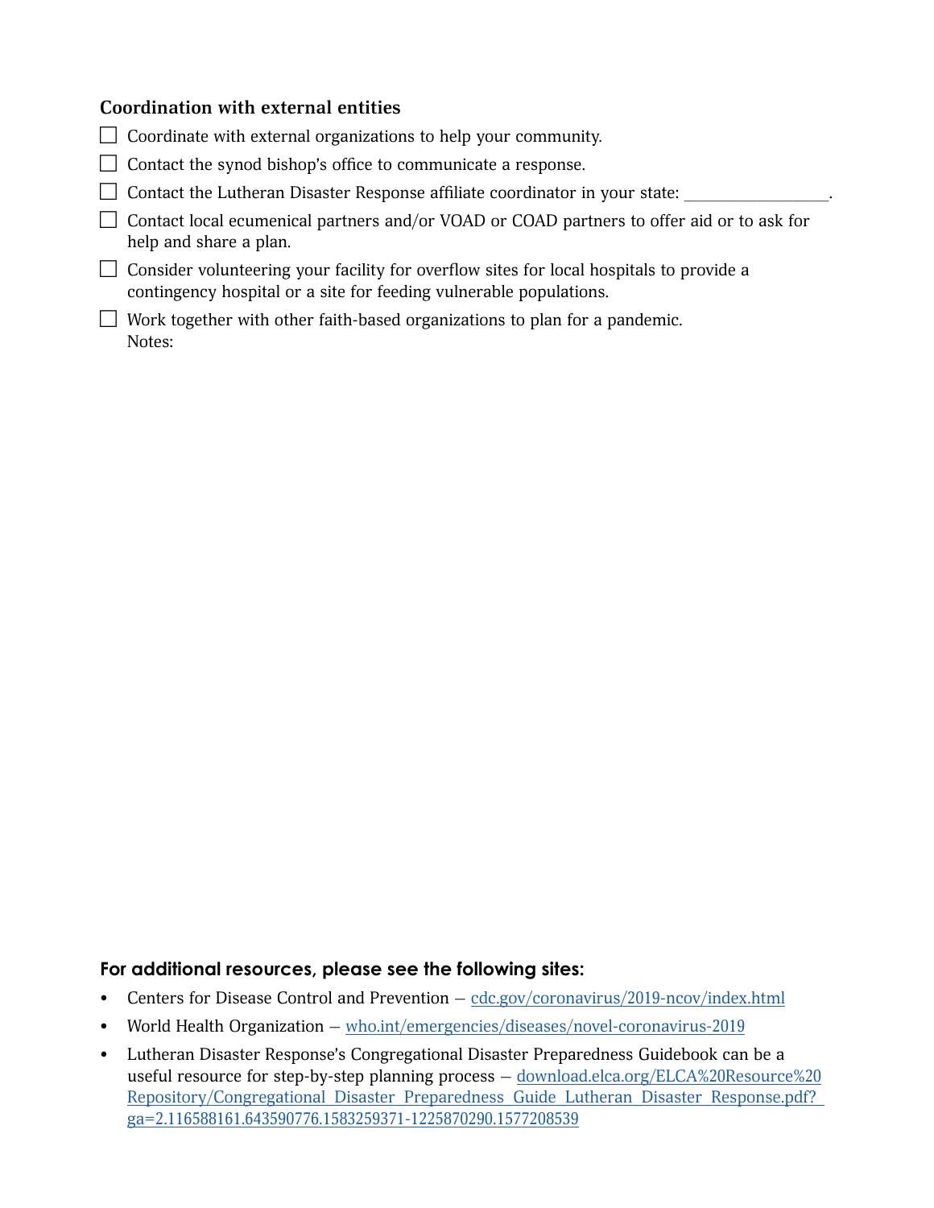### Coordination with external entities

- [ ] Coordinate with external organizations to help your community.
- [ ] Contact the synod bishop's office to communicate a response.
- [ ] Contact the Lutheran Disaster Response affiliate coordinator in your state: _________________.
- [ ] Contact local ecumenical partners and/or VOAD or COAD partners to offer aid or to ask for help and share a plan.
- [ ] Consider volunteering your facility for overflow sites for local hospitals to provide a contingency hospital or a site for feeding vulnerable populations.
- [ ] Work together with other faith-based organizations to plan for a pandemic.

Notes:

### For additional resources, please see the following sites:

- Centers for Disease Control and Prevention – cdc.gov/coronavirus/2019-ncov/index.html
- World Health Organization – who.int/emergencies/diseases/novel-coronavirus-2019
- Lutheran Disaster Response's Congregational Disaster Preparedness Guidebook can be a useful resource for step-by-step planning process – download.elca.org/ELCA%20Resource%20Repository/Congregational_Disaster_Preparedness_Guide_Lutheran_Disaster_Response.pdf?_ga=2.116588161.643590776.1583259371-1225870290.1577208539